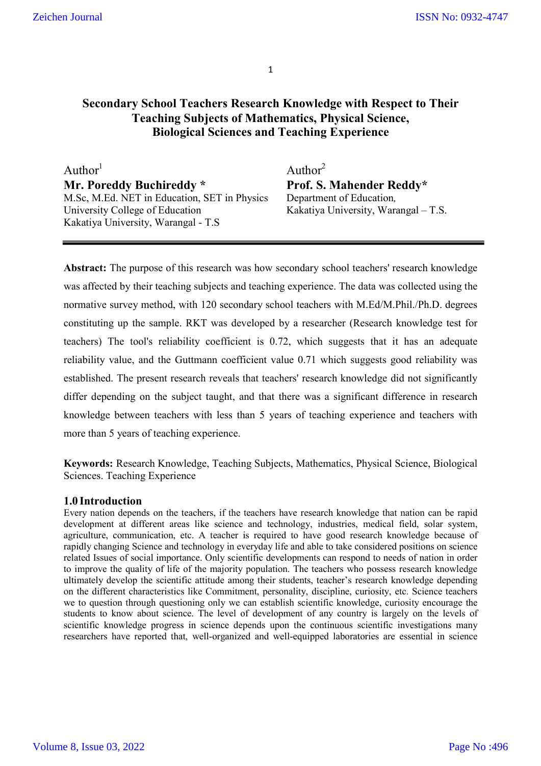# Secondary School Teachers Research Knowledge with Respect to Their Teaching Subjects of Mathematics, Physical Science, Biological Sciences and Teaching Experience

Author[1]
**Mr. Poreddy Buchireddy ***
M.Sc, M.Ed. NET in Education, SET in Physics
University College of Education
Kakatiya University, Warangal - T.S

Author[2]
**Prof. S. Mahender Reddy***
Department of Education,
Kakatiya University, Warangal – T.S.

---

**Abstract:** The purpose of this research was how secondary school teachers' research knowledge was affected by their teaching subjects and teaching experience. The data was collected using the normative survey method, with 120 secondary school teachers with M.Ed/M.Phil./Ph.D. degrees constituting up the sample. RKT was developed by a researcher (Research knowledge test for teachers) The tool's reliability coefficient is 0.72, which suggests that it has an adequate reliability value, and the Guttmann coefficient value 0.71 which suggests good reliability was established. The present research reveals that teachers' research knowledge did not significantly differ depending on the subject taught, and that there was a significant difference in research knowledge between teachers with less than 5 years of teaching experience and teachers with more than 5 years of teaching experience.

**Keywords:** Research Knowledge, Teaching Subjects, Mathematics, Physical Science, Biological Sciences. Teaching Experience

## 1.0 Introduction

Every nation depends on the teachers, if the teachers have research knowledge that nation can be rapid development at different areas like science and technology, industries, medical field, solar system, agriculture, communication, etc. A teacher is required to have good research knowledge because of rapidly changing Science and technology in everyday life and able to take considered positions on science related Issues of social importance. Only scientific developments can respond to needs of nation in order to improve the quality of life of the majority population. The teachers who possess research knowledge ultimately develop the scientific attitude among their students, teacher's research knowledge depending on the different characteristics like Commitment, personality, discipline, curiosity, etc. Science teachers we to question through questioning only we can establish scientific knowledge, curiosity encourage the students to know about science. The level of development of any country is largely on the levels of scientific knowledge progress in science depends upon the continuous scientific investigations many researchers have reported that, well-organized and well-equipped laboratories are essential in science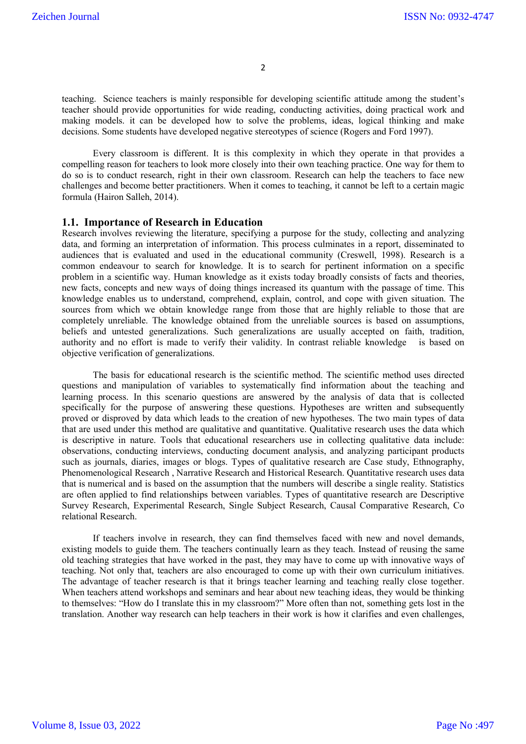teaching. Science teachers is mainly responsible for developing scientific attitude among the student's teacher should provide opportunities for wide reading, conducting activities, doing practical work and making models. it can be developed how to solve the problems, ideas, logical thinking and make decisions. Some students have developed negative stereotypes of science (Rogers and Ford 1997).

Every classroom is different. It is this complexity in which they operate in that provides a compelling reason for teachers to look more closely into their own teaching practice. One way for them to do so is to conduct research, right in their own classroom. Research can help the teachers to face new challenges and become better practitioners. When it comes to teaching, it cannot be left to a certain magic formula (Hairon Salleh, 2014).

## 1.1. Importance of Research in Education

Research involves reviewing the literature, specifying a purpose for the study, collecting and analyzing data, and forming an interpretation of information. This process culminates in a report, disseminated to audiences that is evaluated and used in the educational community (Creswell, 1998). Research is a common endeavour to search for knowledge. It is to search for pertinent information on a specific problem in a scientific way. Human knowledge as it exists today broadly consists of facts and theories, new facts, concepts and new ways of doing things increased its quantum with the passage of time. This knowledge enables us to understand, comprehend, explain, control, and cope with given situation. The sources from which we obtain knowledge range from those that are highly reliable to those that are completely unreliable. The knowledge obtained from the unreliable sources is based on assumptions, beliefs and untested generalizations. Such generalizations are usually accepted on faith, tradition, authority and no effort is made to verify their validity. In contrast reliable knowledge is based on objective verification of generalizations.

The basis for educational research is the scientific method. The scientific method uses directed questions and manipulation of variables to systematically find information about the teaching and learning process. In this scenario questions are answered by the analysis of data that is collected specifically for the purpose of answering these questions. Hypotheses are written and subsequently proved or disproved by data which leads to the creation of new hypotheses. The two main types of data that are used under this method are qualitative and quantitative. Qualitative research uses the data which is descriptive in nature. Tools that educational researchers use in collecting qualitative data include: observations, conducting interviews, conducting document analysis, and analyzing participant products such as journals, diaries, images or blogs. Types of qualitative research are Case study, Ethnography, Phenomenological Research , Narrative Research and Historical Research. Quantitative research uses data that is numerical and is based on the assumption that the numbers will describe a single reality. Statistics are often applied to find relationships between variables. Types of quantitative research are Descriptive Survey Research, Experimental Research, Single Subject Research, Causal Comparative Research, Co relational Research.

If teachers involve in research, they can find themselves faced with new and novel demands, existing models to guide them. The teachers continually learn as they teach. Instead of reusing the same old teaching strategies that have worked in the past, they may have to come up with innovative ways of teaching. Not only that, teachers are also encouraged to come up with their own curriculum initiatives. The advantage of teacher research is that it brings teacher learning and teaching really close together. When teachers attend workshops and seminars and hear about new teaching ideas, they would be thinking to themselves: "How do I translate this in my classroom?" More often than not, something gets lost in the translation. Another way research can help teachers in their work is how it clarifies and even challenges,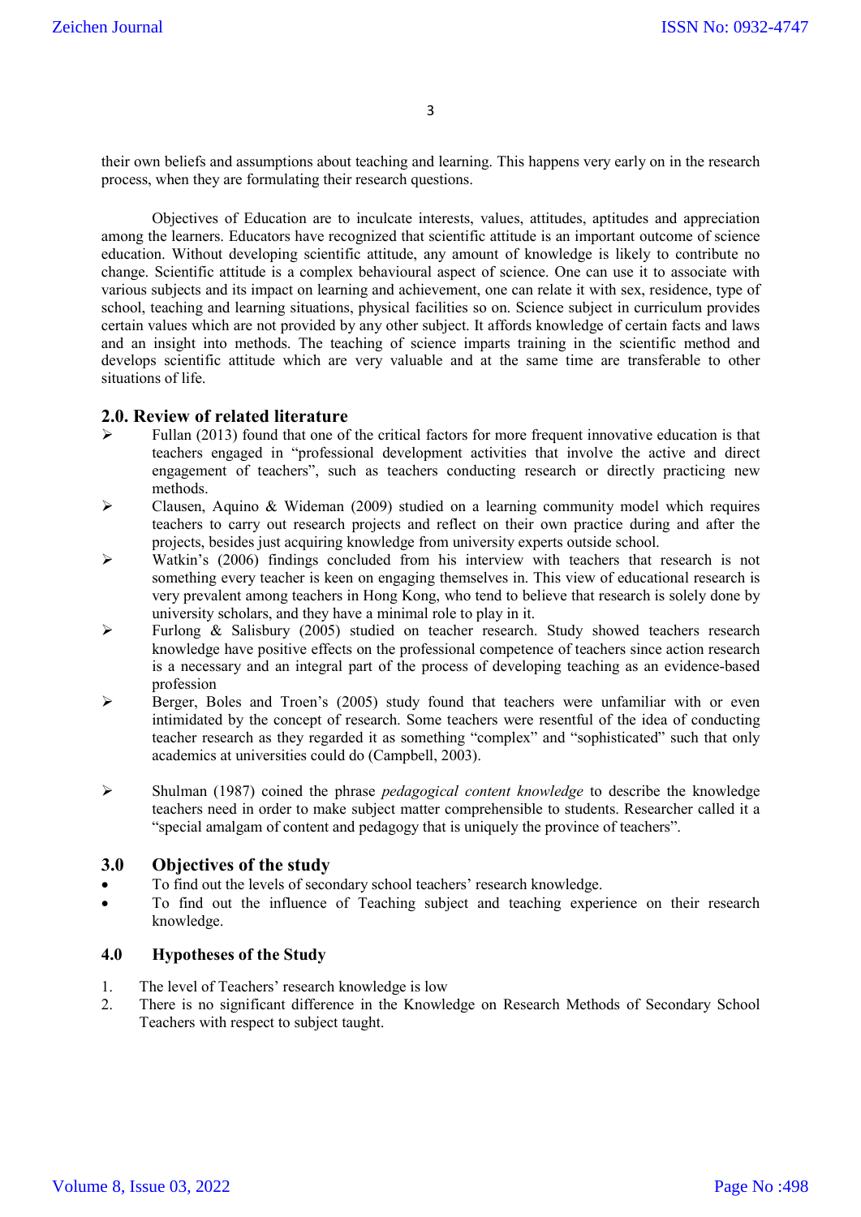their own beliefs and assumptions about teaching and learning. This happens very early on in the research process, when they are formulating their research questions.

Objectives of Education are to inculcate interests, values, attitudes, aptitudes and appreciation among the learners. Educators have recognized that scientific attitude is an important outcome of science education. Without developing scientific attitude, any amount of knowledge is likely to contribute no change. Scientific attitude is a complex behavioural aspect of science. One can use it to associate with various subjects and its impact on learning and achievement, one can relate it with sex, residence, type of school, teaching and learning situations, physical facilities so on. Science subject in curriculum provides certain values which are not provided by any other subject. It affords knowledge of certain facts and laws and an insight into methods. The teaching of science imparts training in the scientific method and develops scientific attitude which are very valuable and at the same time are transferable to other situations of life.

## 2.0. Review of related literature

- Fullan (2013) found that one of the critical factors for more frequent innovative education is that teachers engaged in "professional development activities that involve the active and direct engagement of teachers", such as teachers conducting research or directly practicing new methods.
- Clausen, Aquino & Wideman (2009) studied on a learning community model which requires teachers to carry out research projects and reflect on their own practice during and after the projects, besides just acquiring knowledge from university experts outside school.
- Watkin's (2006) findings concluded from his interview with teachers that research is not something every teacher is keen on engaging themselves in. This view of educational research is very prevalent among teachers in Hong Kong, who tend to believe that research is solely done by university scholars, and they have a minimal role to play in it.
- Furlong & Salisbury (2005) studied on teacher research. Study showed teachers research knowledge have positive effects on the professional competence of teachers since action research is a necessary and an integral part of the process of developing teaching as an evidence-based profession
- Berger, Boles and Troen's (2005) study found that teachers were unfamiliar with or even intimidated by the concept of research. Some teachers were resentful of the idea of conducting teacher research as they regarded it as something "complex" and "sophisticated" such that only academics at universities could do (Campbell, 2003).
- Shulman (1987) coined the phrase *pedagogical content knowledge* to describe the knowledge teachers need in order to make subject matter comprehensible to students. Researcher called it a "special amalgam of content and pedagogy that is uniquely the province of teachers".

## 3.0 Objectives of the study

- To find out the levels of secondary school teachers' research knowledge.
- To find out the influence of Teaching subject and teaching experience on their research knowledge.

### 4.0 Hypotheses of the Study

1. The level of Teachers' research knowledge is low
2. There is no significant difference in the Knowledge on Research Methods of Secondary School Teachers with respect to subject taught.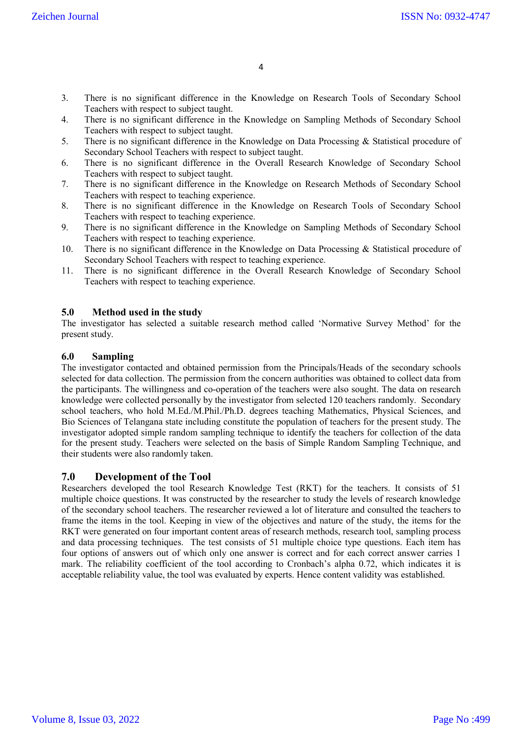3. There is no significant difference in the Knowledge on Research Tools of Secondary School Teachers with respect to subject taught.
4. There is no significant difference in the Knowledge on Sampling Methods of Secondary School Teachers with respect to subject taught.
5. There is no significant difference in the Knowledge on Data Processing & Statistical procedure of Secondary School Teachers with respect to subject taught.
6. There is no significant difference in the Overall Research Knowledge of Secondary School Teachers with respect to subject taught.
7. There is no significant difference in the Knowledge on Research Methods of Secondary School Teachers with respect to teaching experience.
8. There is no significant difference in the Knowledge on Research Tools of Secondary School Teachers with respect to teaching experience.
9. There is no significant difference in the Knowledge on Sampling Methods of Secondary School Teachers with respect to teaching experience.
10. There is no significant difference in the Knowledge on Data Processing & Statistical procedure of Secondary School Teachers with respect to teaching experience.
11. There is no significant difference in the Overall Research Knowledge of Secondary School Teachers with respect to teaching experience.

## 5.0 Method used in the study

The investigator has selected a suitable research method called 'Normative Survey Method' for the present study.

## 6.0 Sampling

The investigator contacted and obtained permission from the Principals/Heads of the secondary schools selected for data collection. The permission from the concern authorities was obtained to collect data from the participants. The willingness and co-operation of the teachers were also sought. The data on research knowledge were collected personally by the investigator from selected 120 teachers randomly. Secondary school teachers, who hold M.Ed./M.Phil./Ph.D. degrees teaching Mathematics, Physical Sciences, and Bio Sciences of Telangana state including constitute the population of teachers for the present study. The investigator adopted simple random sampling technique to identify the teachers for collection of the data for the present study. Teachers were selected on the basis of Simple Random Sampling Technique, and their students were also randomly taken.

## 7.0 Development of the Tool

Researchers developed the tool Research Knowledge Test (RKT) for the teachers. It consists of 51 multiple choice questions. It was constructed by the researcher to study the levels of research knowledge of the secondary school teachers. The researcher reviewed a lot of literature and consulted the teachers to frame the items in the tool. Keeping in view of the objectives and nature of the study, the items for the RKT were generated on four important content areas of research methods, research tool, sampling process and data processing techniques. The test consists of 51 multiple choice type questions. Each item has four options of answers out of which only one answer is correct and for each correct answer carries 1 mark. The reliability coefficient of the tool according to Cronbach's alpha 0.72, which indicates it is acceptable reliability value, the tool was evaluated by experts. Hence content validity was established.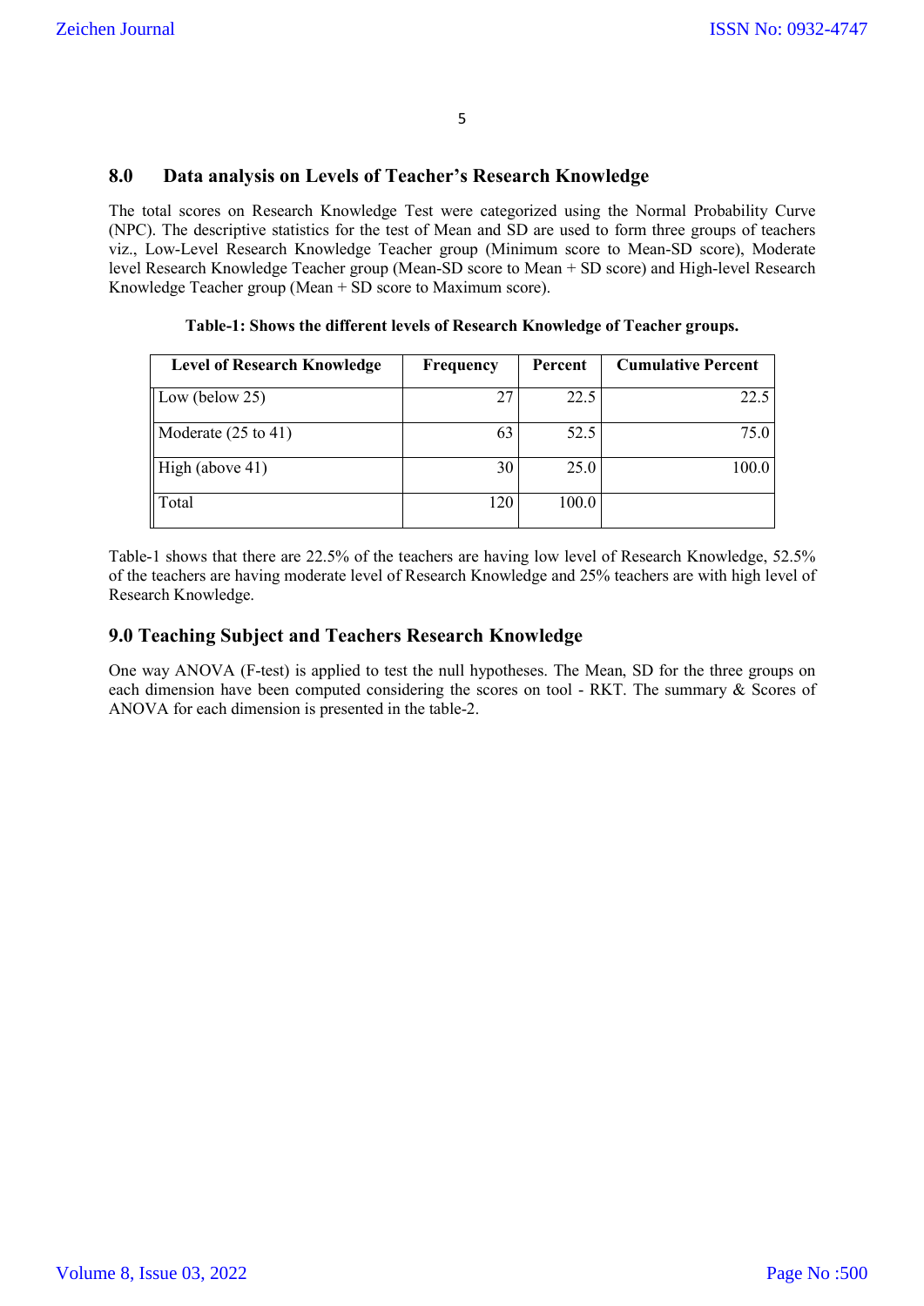## 8.0 Data analysis on Levels of Teacher's Research Knowledge

The total scores on Research Knowledge Test were categorized using the Normal Probability Curve (NPC). The descriptive statistics for the test of Mean and SD are used to form three groups of teachers viz., Low-Level Research Knowledge Teacher group (Minimum score to Mean-SD score), Moderate level Research Knowledge Teacher group (Mean-SD score to Mean + SD score) and High-level Research Knowledge Teacher group (Mean + SD score to Maximum score).

**Table-1: Shows the different levels of Research Knowledge of Teacher groups.**

| Level of Research Knowledge | Frequency | Percent | Cumulative Percent |
|---|---|---|---|
| Low (below 25) | 27 | 22.5 | 22.5 |
| Moderate (25 to 41) | 63 | 52.5 | 75.0 |
| High (above 41) | 30 | 25.0 | 100.0 |
| Total | 120 | 100.0 | |

Table-1 shows that there are 22.5% of the teachers are having low level of Research Knowledge, 52.5% of the teachers are having moderate level of Research Knowledge and 25% teachers are with high level of Research Knowledge.

## 9.0 Teaching Subject and Teachers Research Knowledge

One way ANOVA (F-test) is applied to test the null hypotheses. The Mean, SD for the three groups on each dimension have been computed considering the scores on tool - RKT. The summary & Scores of ANOVA for each dimension is presented in the table-2.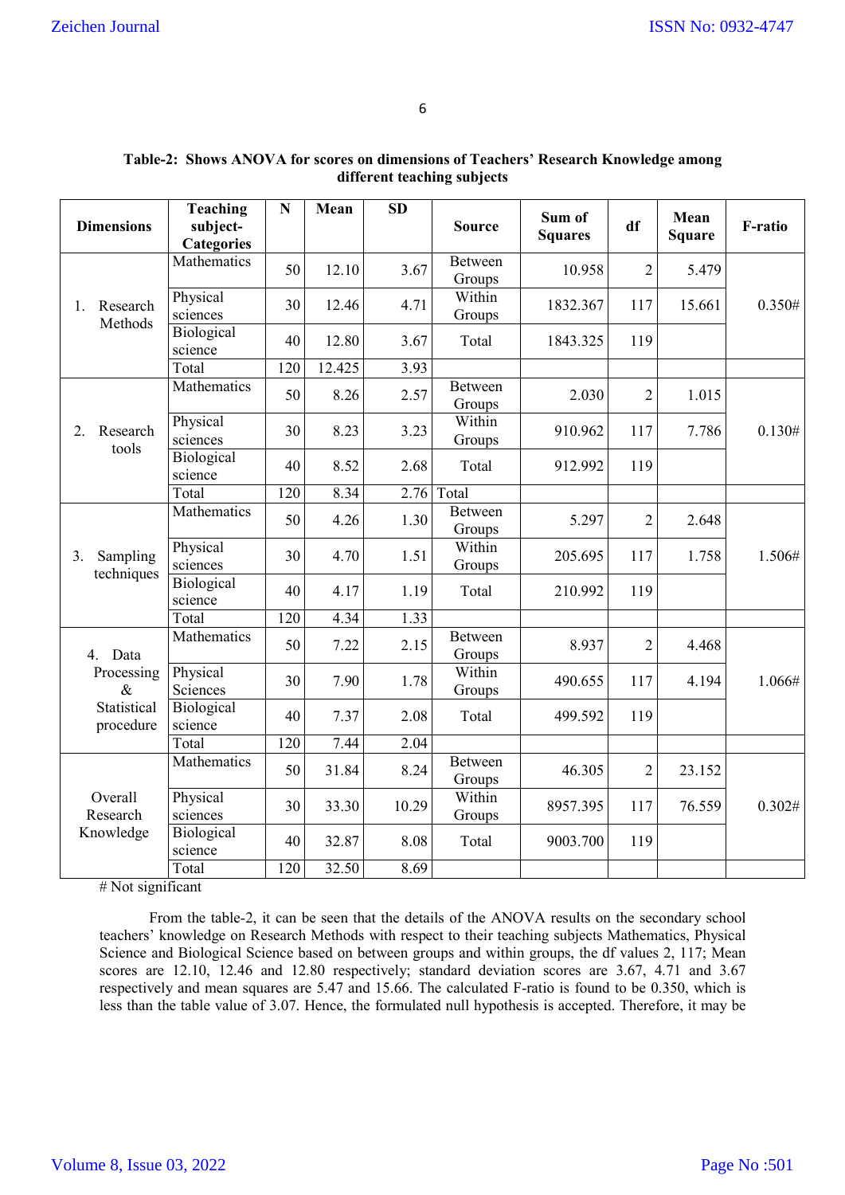**Table-2: Shows ANOVA for scores on dimensions of Teachers' Research Knowledge among different teaching subjects**

| Dimensions | Teaching subject-Categories | N | Mean | SD | Source | Sum of Squares | df | Mean Square | F-ratio |
|---|---|---|---|---|---|---|---|---|---|
| 1. Research Methods | Mathematics | 50 | 12.10 | 3.67 | Between Groups | 10.958 | 2 | 5.479 | 0.350# |
| | Physical sciences | 30 | 12.46 | 4.71 | Within Groups | 1832.367 | 117 | 15.661 | |
| | Biological science | 40 | 12.80 | 3.67 | Total | 1843.325 | 119 | | |
| | Total | 120 | 12.425 | 3.93 | | | | | |
| 2. Research tools | Mathematics | 50 | 8.26 | 2.57 | Between Groups | 2.030 | 2 | 1.015 | 0.130# |
| | Physical sciences | 30 | 8.23 | 3.23 | Within Groups | 910.962 | 117 | 7.786 | |
| | Biological science | 40 | 8.52 | 2.68 | Total | 912.992 | 119 | | |
| | Total | 120 | 8.34 | 2.76 | Total | | | | |
| 3. Sampling techniques | Mathematics | 50 | 4.26 | 1.30 | Between Groups | 5.297 | 2 | 2.648 | 1.506# |
| | Physical sciences | 30 | 4.70 | 1.51 | Within Groups | 205.695 | 117 | 1.758 | |
| | Biological science | 40 | 4.17 | 1.19 | Total | 210.992 | 119 | | |
| | Total | 120 | 4.34 | 1.33 | | | | | |
| 4. Data Processing & Statistical procedure | Mathematics | 50 | 7.22 | 2.15 | Between Groups | 8.937 | 2 | 4.468 | 1.066# |
| | Physical Sciences | 30 | 7.90 | 1.78 | Within Groups | 490.655 | 117 | 4.194 | |
| | Biological science | 40 | 7.37 | 2.08 | Total | 499.592 | 119 | | |
| | Total | 120 | 7.44 | 2.04 | | | | | |
| Overall Research Knowledge | Mathematics | 50 | 31.84 | 8.24 | Between Groups | 46.305 | 2 | 23.152 | 0.302# |
| | Physical sciences | 30 | 33.30 | 10.29 | Within Groups | 8957.395 | 117 | 76.559 | |
| | Biological science | 40 | 32.87 | 8.08 | Total | 9003.700 | 119 | | |
| | Total | 120 | 32.50 | 8.69 | | | | | |

# Not significant

From the table-2, it can be seen that the details of the ANOVA results on the secondary school teachers' knowledge on Research Methods with respect to their teaching subjects Mathematics, Physical Science and Biological Science based on between groups and within groups, the df values 2, 117; Mean scores are 12.10, 12.46 and 12.80 respectively; standard deviation scores are 3.67, 4.71 and 3.67 respectively and mean squares are 5.47 and 15.66. The calculated F-ratio is found to be 0.350, which is less than the table value of 3.07. Hence, the formulated null hypothesis is accepted. Therefore, it may be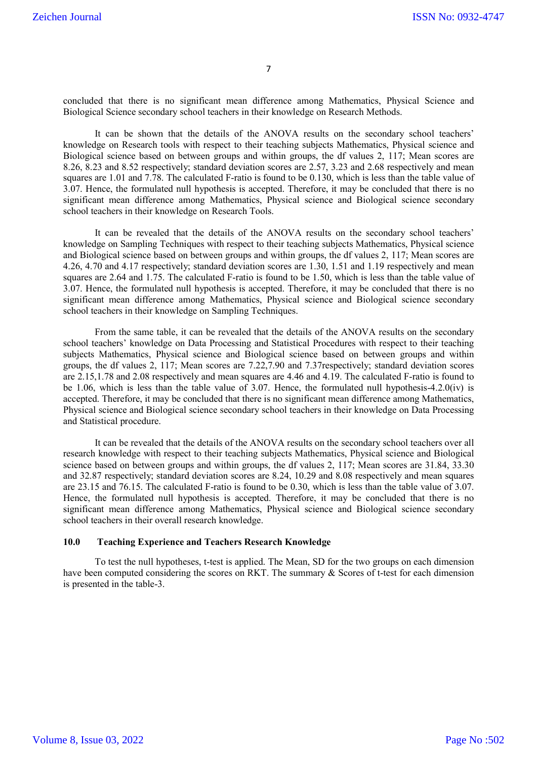concluded that there is no significant mean difference among Mathematics, Physical Science and Biological Science secondary school teachers in their knowledge on Research Methods.

It can be shown that the details of the ANOVA results on the secondary school teachers' knowledge on Research tools with respect to their teaching subjects Mathematics, Physical science and Biological science based on between groups and within groups, the df values 2, 117; Mean scores are 8.26, 8.23 and 8.52 respectively; standard deviation scores are 2.57, 3.23 and 2.68 respectively and mean squares are 1.01 and 7.78. The calculated F-ratio is found to be 0.130, which is less than the table value of 3.07. Hence, the formulated null hypothesis is accepted. Therefore, it may be concluded that there is no significant mean difference among Mathematics, Physical science and Biological science secondary school teachers in their knowledge on Research Tools.

It can be revealed that the details of the ANOVA results on the secondary school teachers' knowledge on Sampling Techniques with respect to their teaching subjects Mathematics, Physical science and Biological science based on between groups and within groups, the df values 2, 117; Mean scores are 4.26, 4.70 and 4.17 respectively; standard deviation scores are 1.30, 1.51 and 1.19 respectively and mean squares are 2.64 and 1.75. The calculated F-ratio is found to be 1.50, which is less than the table value of 3.07. Hence, the formulated null hypothesis is accepted. Therefore, it may be concluded that there is no significant mean difference among Mathematics, Physical science and Biological science secondary school teachers in their knowledge on Sampling Techniques.

From the same table, it can be revealed that the details of the ANOVA results on the secondary school teachers' knowledge on Data Processing and Statistical Procedures with respect to their teaching subjects Mathematics, Physical science and Biological science based on between groups and within groups, the df values 2, 117; Mean scores are 7.22,7.90 and 7.37respectively; standard deviation scores are 2.15,1.78 and 2.08 respectively and mean squares are 4.46 and 4.19. The calculated F-ratio is found to be 1.06, which is less than the table value of 3.07. Hence, the formulated null hypothesis-4.2.0(iv) is accepted. Therefore, it may be concluded that there is no significant mean difference among Mathematics, Physical science and Biological science secondary school teachers in their knowledge on Data Processing and Statistical procedure.

It can be revealed that the details of the ANOVA results on the secondary school teachers over all research knowledge with respect to their teaching subjects Mathematics, Physical science and Biological science based on between groups and within groups, the df values 2, 117; Mean scores are 31.84, 33.30 and 32.87 respectively; standard deviation scores are 8.24, 10.29 and 8.08 respectively and mean squares are 23.15 and 76.15. The calculated F-ratio is found to be 0.30, which is less than the table value of 3.07. Hence, the formulated null hypothesis is accepted. Therefore, it may be concluded that there is no significant mean difference among Mathematics, Physical science and Biological science secondary school teachers in their overall research knowledge.

### 10.0 Teaching Experience and Teachers Research Knowledge

To test the null hypotheses, t-test is applied. The Mean, SD for the two groups on each dimension have been computed considering the scores on RKT. The summary & Scores of t-test for each dimension is presented in the table-3.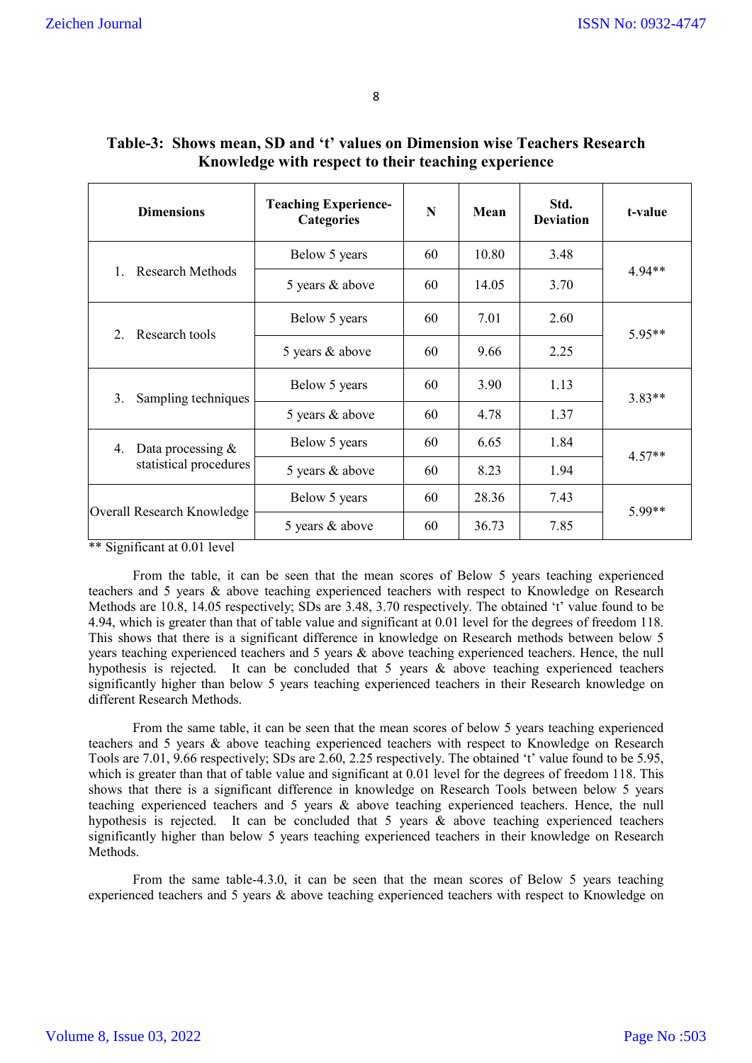**Table-3: Shows mean, SD and 't' values on Dimension wise Teachers Research Knowledge with respect to their teaching experience**

| Dimensions | Teaching Experience-Categories | N | Mean | Std. Deviation | t-value |
|---|---|---|---|---|---|
| 1. Research Methods | Below 5 years | 60 | 10.80 | 3.48 | 4.94** |
| | 5 years & above | 60 | 14.05 | 3.70 | |
| 2. Research tools | Below 5 years | 60 | 7.01 | 2.60 | 5.95** |
| | 5 years & above | 60 | 9.66 | 2.25 | |
| 3. Sampling techniques | Below 5 years | 60 | 3.90 | 1.13 | 3.83** |
| | 5 years & above | 60 | 4.78 | 1.37 | |
| 4. Data processing & statistical procedures | Below 5 years | 60 | 6.65 | 1.84 | 4.57** |
| | 5 years & above | 60 | 8.23 | 1.94 | |
| Overall Research Knowledge | Below 5 years | 60 | 28.36 | 7.43 | 5.99** |
| | 5 years & above | 60 | 36.73 | 7.85 | |

** Significant at 0.01 level

From the table, it can be seen that the mean scores of Below 5 years teaching experienced teachers and 5 years & above teaching experienced teachers with respect to Knowledge on Research Methods are 10.8, 14.05 respectively; SDs are 3.48, 3.70 respectively. The obtained 't' value found to be 4.94, which is greater than that of table value and significant at 0.01 level for the degrees of freedom 118. This shows that there is a significant difference in knowledge on Research methods between below 5 years teaching experienced teachers and 5 years & above teaching experienced teachers. Hence, the null hypothesis is rejected. It can be concluded that 5 years & above teaching experienced teachers significantly higher than below 5 years teaching experienced teachers in their Research knowledge on different Research Methods.

From the same table, it can be seen that the mean scores of below 5 years teaching experienced teachers and 5 years & above teaching experienced teachers with respect to Knowledge on Research Tools are 7.01, 9.66 respectively; SDs are 2.60, 2.25 respectively. The obtained 't' value found to be 5.95, which is greater than that of table value and significant at 0.01 level for the degrees of freedom 118. This shows that there is a significant difference in knowledge on Research Tools between below 5 years teaching experienced teachers and 5 years & above teaching experienced teachers. Hence, the null hypothesis is rejected. It can be concluded that 5 years & above teaching experienced teachers significantly higher than below 5 years teaching experienced teachers in their knowledge on Research Methods.

From the same table-4.3.0, it can be seen that the mean scores of Below 5 years teaching experienced teachers and 5 years & above teaching experienced teachers with respect to Knowledge on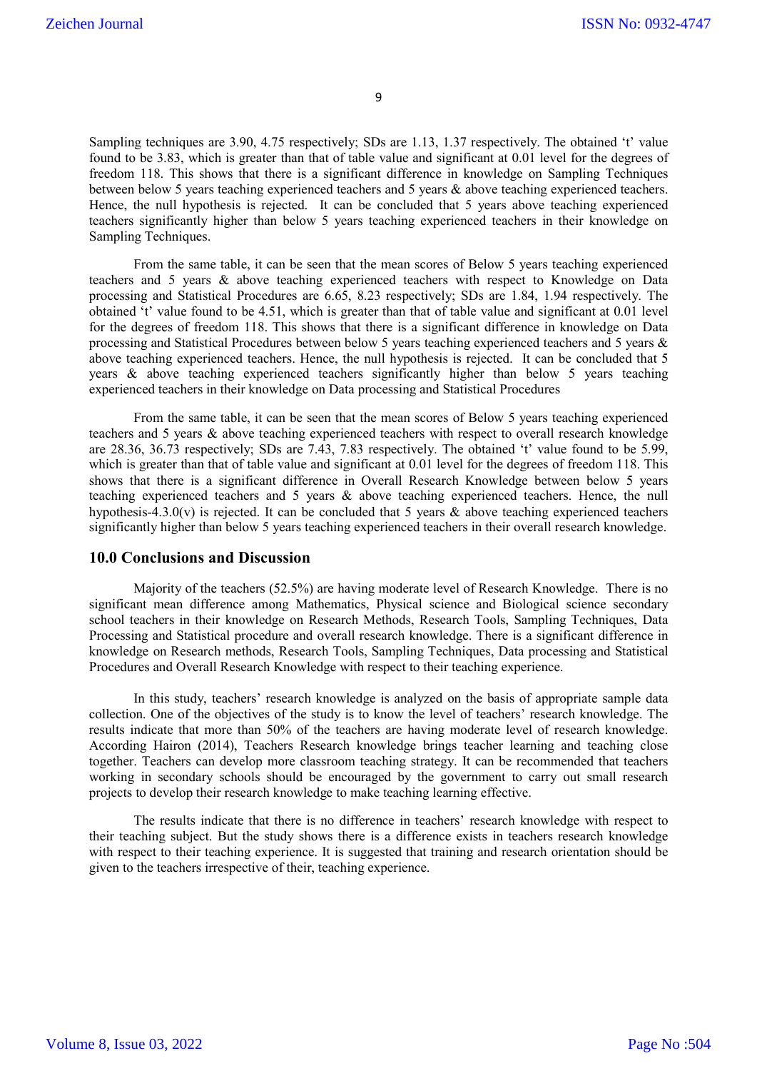Sampling techniques are 3.90, 4.75 respectively; SDs are 1.13, 1.37 respectively. The obtained 't' value found to be 3.83, which is greater than that of table value and significant at 0.01 level for the degrees of freedom 118. This shows that there is a significant difference in knowledge on Sampling Techniques between below 5 years teaching experienced teachers and 5 years & above teaching experienced teachers. Hence, the null hypothesis is rejected. It can be concluded that 5 years above teaching experienced teachers significantly higher than below 5 years teaching experienced teachers in their knowledge on Sampling Techniques.

From the same table, it can be seen that the mean scores of Below 5 years teaching experienced teachers and 5 years & above teaching experienced teachers with respect to Knowledge on Data processing and Statistical Procedures are 6.65, 8.23 respectively; SDs are 1.84, 1.94 respectively. The obtained 't' value found to be 4.51, which is greater than that of table value and significant at 0.01 level for the degrees of freedom 118. This shows that there is a significant difference in knowledge on Data processing and Statistical Procedures between below 5 years teaching experienced teachers and 5 years & above teaching experienced teachers. Hence, the null hypothesis is rejected. It can be concluded that 5 years & above teaching experienced teachers significantly higher than below 5 years teaching experienced teachers in their knowledge on Data processing and Statistical Procedures

From the same table, it can be seen that the mean scores of Below 5 years teaching experienced teachers and 5 years & above teaching experienced teachers with respect to overall research knowledge are 28.36, 36.73 respectively; SDs are 7.43, 7.83 respectively. The obtained 't' value found to be 5.99, which is greater than that of table value and significant at 0.01 level for the degrees of freedom 118. This shows that there is a significant difference in Overall Research Knowledge between below 5 years teaching experienced teachers and 5 years & above teaching experienced teachers. Hence, the null hypothesis-4.3.0(v) is rejected. It can be concluded that 5 years & above teaching experienced teachers significantly higher than below 5 years teaching experienced teachers in their overall research knowledge.

## 10.0 Conclusions and Discussion

Majority of the teachers (52.5%) are having moderate level of Research Knowledge. There is no significant mean difference among Mathematics, Physical science and Biological science secondary school teachers in their knowledge on Research Methods, Research Tools, Sampling Techniques, Data Processing and Statistical procedure and overall research knowledge. There is a significant difference in knowledge on Research methods, Research Tools, Sampling Techniques, Data processing and Statistical Procedures and Overall Research Knowledge with respect to their teaching experience.

In this study, teachers' research knowledge is analyzed on the basis of appropriate sample data collection. One of the objectives of the study is to know the level of teachers' research knowledge. The results indicate that more than 50% of the teachers are having moderate level of research knowledge. According Hairon (2014), Teachers Research knowledge brings teacher learning and teaching close together. Teachers can develop more classroom teaching strategy. It can be recommended that teachers working in secondary schools should be encouraged by the government to carry out small research projects to develop their research knowledge to make teaching learning effective.

The results indicate that there is no difference in teachers' research knowledge with respect to their teaching subject. But the study shows there is a difference exists in teachers research knowledge with respect to their teaching experience. It is suggested that training and research orientation should be given to the teachers irrespective of their, teaching experience.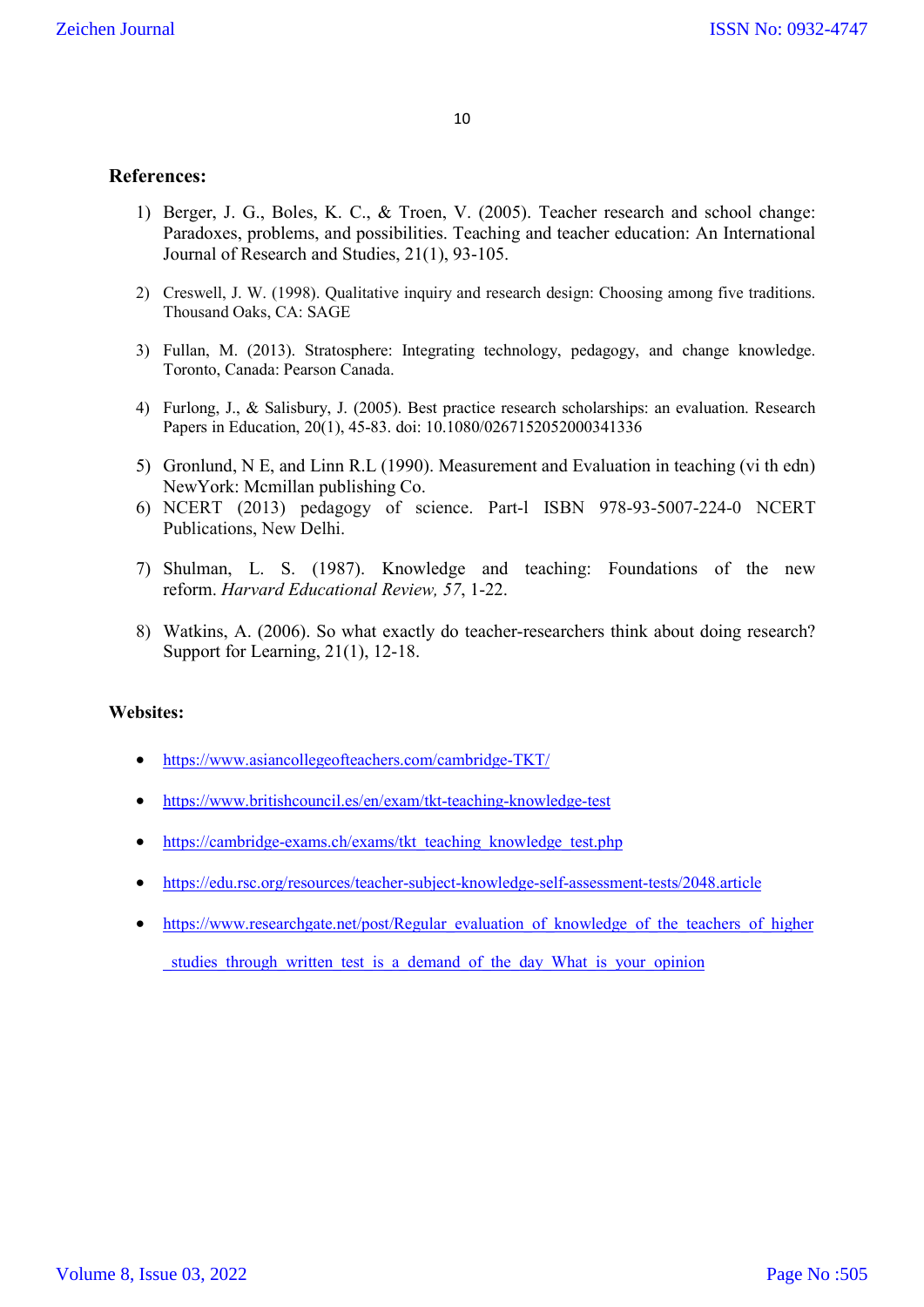**References:**

1) Berger, J. G., Boles, K. C., & Troen, V. (2005). Teacher research and school change: Paradoxes, problems, and possibilities. Teaching and teacher education: An International Journal of Research and Studies, 21(1), 93-105.

2) Creswell, J. W. (1998). Qualitative inquiry and research design: Choosing among five traditions. Thousand Oaks, CA: SAGE

3) Fullan, M. (2013). Stratosphere: Integrating technology, pedagogy, and change knowledge. Toronto, Canada: Pearson Canada.

4) Furlong, J., & Salisbury, J. (2005). Best practice research scholarships: an evaluation. Research Papers in Education, 20(1), 45-83. doi: 10.1080/0267152052000341336

5) Gronlund, N E, and Linn R.L (1990). Measurement and Evaluation in teaching (vi th edn) NewYork: Mcmillan publishing Co.

6) NCERT (2013) pedagogy of science. Part-l ISBN 978-93-5007-224-0 NCERT Publications, New Delhi.

7) Shulman, L. S. (1987). Knowledge and teaching: Foundations of the new reform. *Harvard Educational Review, 57*, 1-22.

8) Watkins, A. (2006). So what exactly do teacher-researchers think about doing research? Support for Learning, 21(1), 12-18.

**Websites:**

- https://www.asiancollegeofteachers.com/cambridge-TKT/
- https://www.britishcouncil.es/en/exam/tkt-teaching-knowledge-test
- https://cambridge-exams.ch/exams/tkt_teaching_knowledge_test.php
- https://edu.rsc.org/resources/teacher-subject-knowledge-self-assessment-tests/2048.article
- https://www.researchgate.net/post/Regular_evaluation_of_knowledge_of_the_teachers_of_higher_studies_through_written_test_is_a_demand_of_the_day_What_is_your_opinion